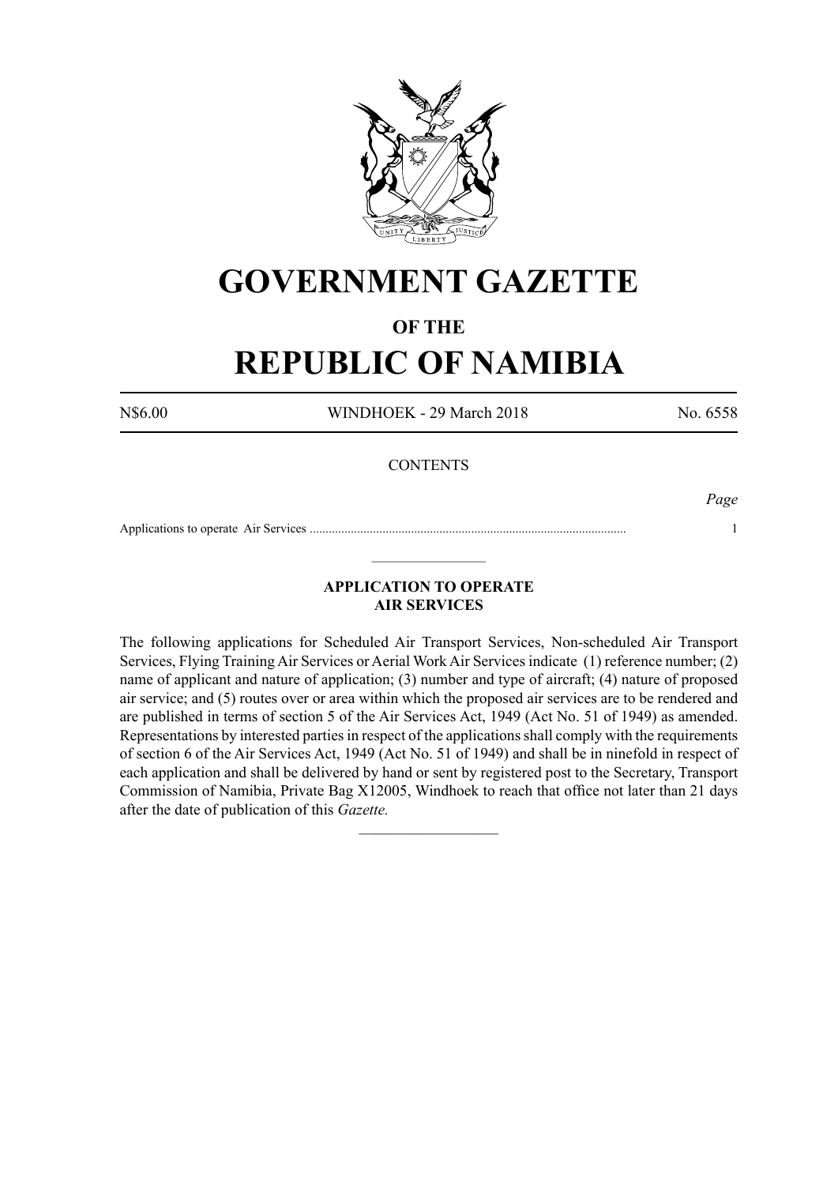# GOVERNMENT GAZETTE

## OF THE

# REPUBLIC OF NAMIBIA

N$6.00 WINDHOEK - 29 March 2018 No. 6558

CONTENTS

*Page*

Applications to operate Air Services .................................................................................................... 1

---

### APPLICATION TO OPERATE AIR SERVICES

The following applications for Scheduled Air Transport Services, Non-scheduled Air Transport Services, Flying Training Air Services or Aerial Work Air Services indicate (1) reference number; (2) name of applicant and nature of application; (3) number and type of aircraft; (4) nature of proposed air service; and (5) routes over or area within which the proposed air services are to be rendered and are published in terms of section 5 of the Air Services Act, 1949 (Act No. 51 of 1949) as amended. Representations by interested parties in respect of the applications shall comply with the requirements of section 6 of the Air Services Act, 1949 (Act No. 51 of 1949) and shall be in ninefold in respect of each application and shall be delivered by hand or sent by registered post to the Secretary, Transport Commission of Namibia, Private Bag X12005, Windhoek to reach that office not later than 21 days after the date of publication of this *Gazette.*

---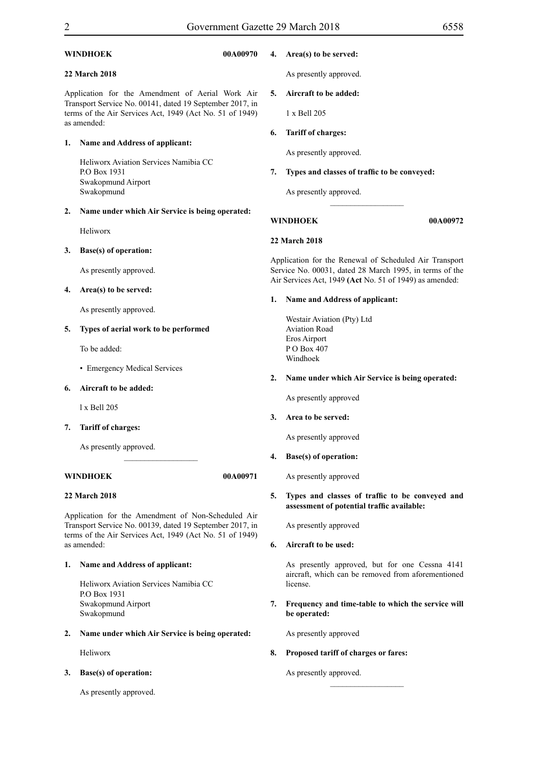**WINDHOEK** **00A00970**

**22 March 2018**

Application for the Amendment of Aerial Work Air Transport Service No. 00141, dated 19 September 2017, in terms of the Air Services Act, 1949 (Act No. 51 of 1949) as amended:

1. **Name and Address of applicant:**

   Heliworx Aviation Services Namibia CC
   P.O Box 1931
   Swakopmund Airport
   Swakopmund

2. **Name under which Air Service is being operated:**

   Heliworx

3. **Base(s) of operation:**

   As presently approved.

4. **Area(s) to be served:**

   As presently approved.

5. **Types of aerial work to be performed**

   To be added:

   - Emergency Medical Services

6. **Aircraft to be added:**

   l x Bell 205

7. **Tariff of charges:**

   As presently approved.

---

**WINDHOEK** **00A00971**

**22 March 2018**

Application for the Amendment of Non-Scheduled Air Transport Service No. 00139, dated 19 September 2017, in terms of the Air Services Act, 1949 (Act No. 51 of 1949) as amended:

1. **Name and Address of applicant:**

   Heliworx Aviation Services Namibia CC
   P.O Box 1931
   Swakopmund Airport
   Swakopmund

2. **Name under which Air Service is being operated:**

   Heliworx

3. **Base(s) of operation:**

   As presently approved.

4. **Area(s) to be served:**

   As presently approved.

5. **Aircraft to be added:**

   1 x Bell 205

6. **Tariff of charges:**

   As presently approved.

7. **Types and classes of traffic to be conveyed:**

   As presently approved.

---

**WINDHOEK** **00A00972**

**22 March 2018**

Application for the Renewal of Scheduled Air Transport Service No. 00031, dated 28 March 1995, in terms of the Air Services Act, 1949 **(Act** No. 51 of 1949) as amended:

1. **Name and Address of applicant:**

   Westair Aviation (Pty) Ltd
   Aviation Road
   Eros Airport
   P O Box 407
   Windhoek

2. **Name under which Air Service is being operated:**

   As presently approved

3. **Area to be served:**

   As presently approved

4. **Base(s) of operation:**

   As presently approved

5. **Types and classes of traffic to be conveyed and assessment of potential traffic available:**

   As presently approved

6. **Aircraft to be used:**

   As presently approved, but for one Cessna 4141 aircraft, which can be removed from aforementioned license.

7. **Frequency and time-table to which the service will be operated:**

   As presently approved

8. **Proposed tariff of charges or fares:**

   As presently approved.

---